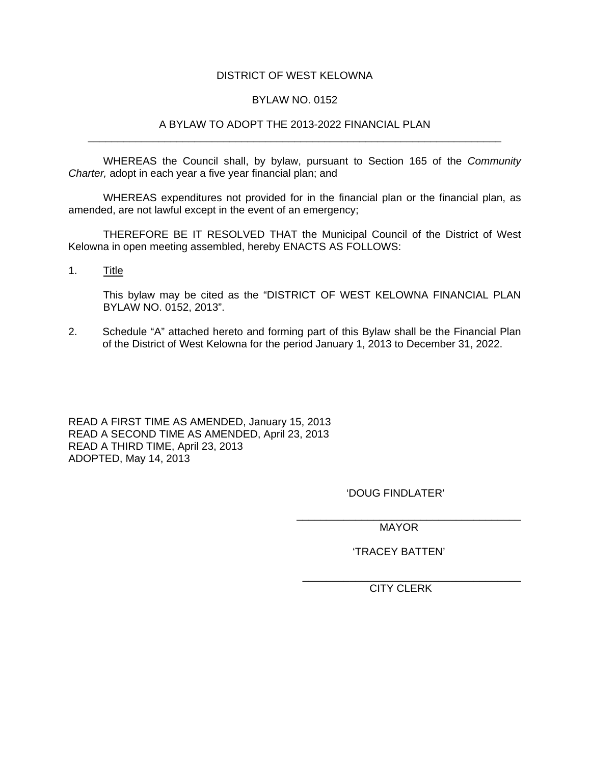# DISTRICT OF WEST KELOWNA

## BYLAW NO. 0152

## A BYLAW TO ADOPT THE 2013-2022 FINANCIAL PLAN

---

WHEREAS the Council shall, by bylaw, pursuant to Section 165 of the *Community Charter,* adopt in each year a five year financial plan; and

WHEREAS expenditures not provided for in the financial plan or the financial plan, as amended, are not lawful except in the event of an emergency;

THEREFORE BE IT RESOLVED THAT the Municipal Council of the District of West Kelowna in open meeting assembled, hereby ENACTS AS FOLLOWS:

1. <u>Title</u>

   This bylaw may be cited as the “DISTRICT OF WEST KELOWNA FINANCIAL PLAN BYLAW NO. 0152, 2013”.

2. Schedule “A” attached hereto and forming part of this Bylaw shall be the Financial Plan of the District of West Kelowna for the period January 1, 2013 to December 31, 2022.

READ A FIRST TIME AS AMENDED, January 15, 2013
READ A SECOND TIME AS AMENDED, April 23, 2013
READ A THIRD TIME, April 23, 2013
ADOPTED, May 14, 2013

‘DOUG FINDLATER'

MAYOR

‘TRACEY BATTEN’

CITY CLERK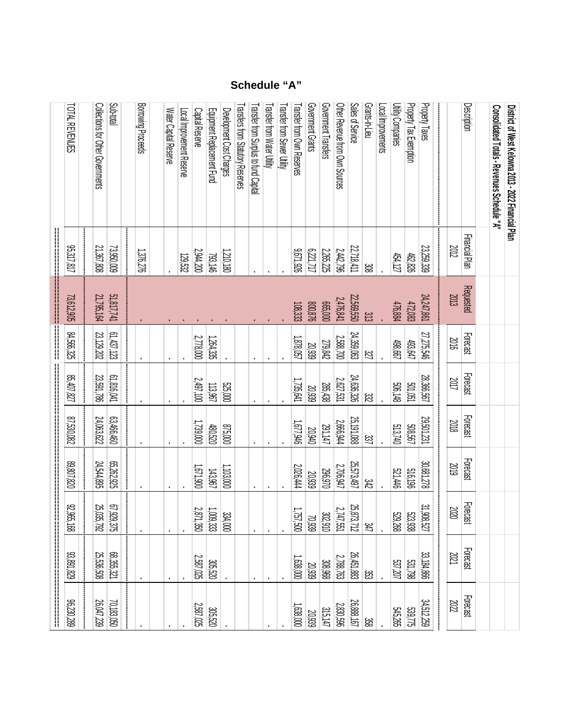# Schedule "A"

**District of West Kelowna 2013 - 2022 Financial Plan**

**Consolidated Totals - Revenues Schedule "A"**

| Description | Financial Plan 2012 | Requested 2013 | Forecast 2016 | Forecast 2017 | Forecast 2018 | Forecast 2019 | Forecast 2020 | Forecast 2021 | Forecast 2022 |
|---|---|---|---|---|---|---|---|---|---|
| Property Taxes | 23,259,339 | 24,247,861 | 27,275,546 | 28,366,567 | 29,501,231 | 30,681,278 | 31,908,527 | 33,184,866 | 34,512,259 |
| Property Tax Exemption | 462,826 | 472,083 | 493,647 | 501,051 | 508,567 | 516,196 | 523,938 | 531,798 | 539,775 |
| Utility Companies | 454,127 | 476,884 | 498,667 | 506,148 | 513,740 | 521,446 | 529,268 | 537,207 | 545,265 |
| Local Improvements | - | - | - | - | - | - | - | - | - |
| Grants-in-Lieu | 308 | 313 | 327 | 332 | 337 | 342 | 347 | 353 | 358 |
| Sales of Service | 22,718,411 | 22,569,550 | 24,359,063 | 24,636,326 | 25,191,088 | 25,573,497 | 25,873,712 | 26,451,883 | 26,888,167 |
| Other Revenue from Own Sources | 2,442,796 | 2,476,841 | 2,588,700 | 2,627,531 | 2,666,944 | 2,706,947 | 2,747,551 | 2,788,763 | 2,830,596 |
| Government Transfers | 2,265,225 | 665,000 | 279,842 | 285,438 | 291,147 | 296,970 | 302,910 | 308,968 | 315,147 |
| Government Grants | 6,221,717 | 800,876 | 20,939 | 20,939 | 20,940 | 20,939 | 70,939 | 20,939 | 20,939 |
| Transfer from Own Reserves | 9,671,926 | 108,333 | 1,878,057 | 1,735,641 | 1,677,946 | 2,026,444 | 1,757,500 | 1,638,000 | 1,638,000 |
| Transfer from Sewer Utility | - | - | - | - | - | - | - | - | - |
| Transfer from Water Utility | - | - | - | - | - | - | - | - | - |
| Transfer from Surplus to fund Capital | - | - | - | - | - | - | - | - | - |
| Transfers from Statutory Reserves | | | | | | | | | |
| Development Cost Charges | 1,210,180 | - | - | 525,000 | 875,000 | 1,103,000 | 334,000 | - | - |
| Equipment Replacement Fund | 793,146 | - | 1,264,335 | 113,967 | 480,520 | 143,967 | 1,009,333 | 305,520 | 305,520 |
| Capital Reserve | 2,944,200 | - | 2,778,000 | 2,497,100 | 1,739,000 | 1,671,900 | 2,871,350 | 2,587,025 | 2,587,025 |
| Local Improvement Reserve | 129,532 | - | - | - | - | - | - | - | - |
| Water Capital Reserve | - | - | - | - | - | - | - | - | - |
| Borrowing Proceeds | 1,376,276 | - | - | - | - | - | - | - | - |
| Sub-total | 73,950,009 | 51,817,741 | 61,437,123 | 61,816,041 | 63,466,460 | 65,262,925 | 67,929,375 | 68,355,321 | 70,183,050 |
| Collections for Other Governments | 21,367,808 | 21,795,164 | 23,129,202 | 23,591,786 | 24,063,622 | 24,544,895 | 25,035,792 | 25,536,508 | 26,047,239 |
| TOTAL REVENUES | 95,317,817 | 73,612,905 | 84,566,325 | 85,407,827 | 87,530,082 | 89,807,820 | 92,965,168 | 93,891,829 | 96,230,289 |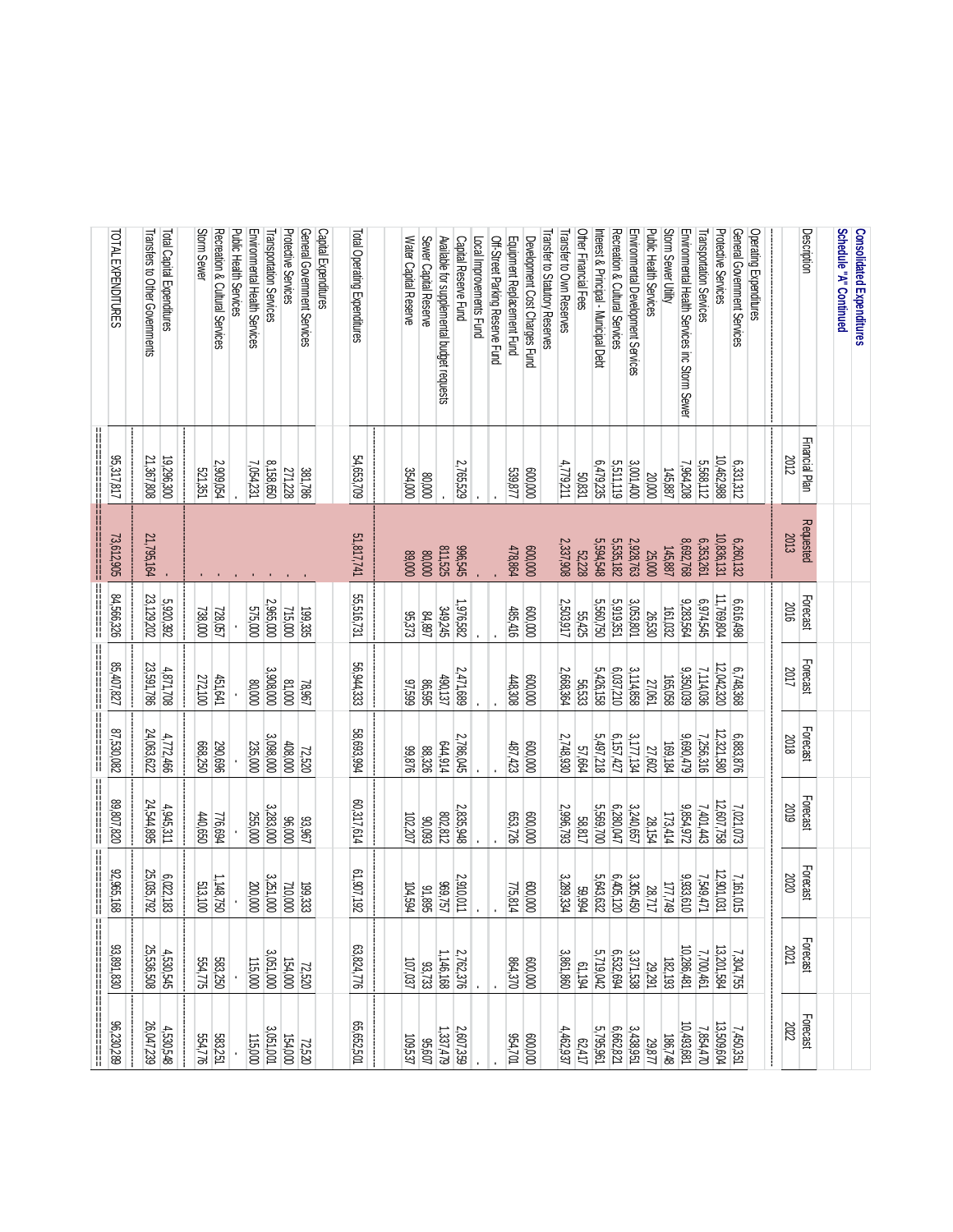**Consolidated Expenditures**
**Schedule "A" Continued**

| Description | Financial Plan 2012 | Requested 2013 | Forecast 2016 | Forecast 2017 | Forecast 2018 | Forecast 2019 | Forecast 2020 | Forecast 2021 | Forecast 2022 |
|---|---|---|---|---|---|---|---|---|---|
| Operating Expenditures | | | | | | | | | |
| General Government Services | 6,331,312 | 6,260,132 | 6,616,498 | 6,748,368 | 6,883,876 | 7,021,073 | 7,161,015 | 7,304,755 | 7,450,351 |
| Protective Services | 10,462,988 | 10,836,131 | 11,769,804 | 12,042,320 | 12,321,590 | 12,607,758 | 12,901,031 | 13,201,584 | 13,509,604 |
| Transportation Services | 5,568,112 | 6,353,261 | 6,974,545 | 7,114,036 | 7,256,316 | 7,401,443 | 7,549,471 | 7,700,461 | 7,854,470 |
| Environmental Health Services inc Storm Sewer | 7,964,208 | 8,692,768 | 9,283,564 | 9,350,039 | 9,690,479 | 9,854,972 | 9,933,610 | 10,286,481 | 10,493,681 |
| Storm Sewer Utility | 145,887 | 145,887 | 161,032 | 165,058 | 169,184 | 173,414 | 177,749 | 182,193 | 186,748 |
| Public Health Services | 20,000 | 25,000 | 26,530 | 27,061 | 27,602 | 28,154 | 28,717 | 29,291 | 29,877 |
| Environmental Development Services | 3,001,400 | 2,928,763 | 3,053,801 | 3,114,858 | 3,177,134 | 3,240,657 | 3,305,450 | 3,371,538 | 3,438,951 |
| Recreation & Cultural Services | 5,511,119 | 5,535,182 | 5,919,351 | 6,037,210 | 6,157,427 | 6,280,047 | 6,405,120 | 6,532,694 | 6,662,821 |
| Interest & Principal - Municipal Debt | 6,479,235 | 5,594,548 | 5,560,750 | 5,426,158 | 5,497,218 | 5,569,700 | 5,643,632 | 5,719,042 | 5,795,961 |
| Other Financial Fees | 50,831 | 52,228 | 55,425 | 56,533 | 57,664 | 58,817 | 59,994 | 61,194 | 62,417 |
| Transfer to Own Reserves | 4,779,211 | 2,337,908 | 2,503,917 | 2,668,364 | 2,748,930 | 2,996,793 | 3,289,334 | 3,861,860 | 4,462,937 |
| Transfer to Statutory Reserves | | | | | | | | | |
| Development Cost Charges Fund | 600,000 | 600,000 | 600,000 | 600,000 | 600,000 | 600,000 | 600,000 | 600,000 | 600,000 |
| Equipment Replacement Fund | 539,877 | 478,864 | 485,416 | 448,308 | 487,423 | 653,726 | 775,814 | 864,370 | 954,701 |
| Off-Street Parking Reserve Fund | - | - | - | - | - | - | - | - | - |
| Local Improvements Fund | - | - | - | - | - | - | - | - | - |
| Capital Reserve Fund | 2,765,529 | 996,545 | 1,976,582 | 2,471,689 | 2,786,045 | 2,835,948 | 2,910,011 | 2,762,376 | 2,607,359 |
| Available for supplemental budget requests | - | 811,525 | 349,245 | 490,137 | 644,914 | 802,812 | 969,757 | 1,146,168 | 1,337,479 |
| Sewer Capital Reserve | 80,000 | 80,000 | 84,897 | 86,595 | 88,326 | 90,093 | 91,895 | 93,733 | 95,607 |
| Water Capital Reserve | 354,000 | 89,000 | 95,373 | 97,599 | 99,876 | 102,207 | 104,594 | 107,037 | 109,537 |
| Total Operating Expenditures | 54,653,709 | 51,817,741 | 55,516,731 | 56,944,333 | 58,693,994 | 60,317,614 | 61,907,192 | 63,824,776 | 65,652,501 |
| Capital Expenditures | | | | | | | | | |
| General Government Services | 381,786 | - | 199,335 | 78,967 | 72,520 | 93,967 | 199,333 | 72,520 | 72,520 |
| Protective Services | 271,228 | - | 715,000 | 81,000 | 408,000 | 96,000 | 710,000 | 154,000 | 154,000 |
| Transportation Services | 8,158,650 | - | 2,965,000 | 3,908,000 | 3,098,000 | 3,283,000 | 3,251,000 | 3,051,000 | 3,051,001 |
| Environmental Health Services | 7,054,231 | - | 575,000 | 80,000 | 235,000 | 255,000 | 200,000 | 115,000 | 115,000 |
| Public Health Services | | | - | - | - | - | - | - | - |
| Recreation & Cultural Services | 2,909,054 | - | 728,057 | 451,641 | 290,696 | 776,694 | 1,148,750 | 583,250 | 583,251 |
| Storm Sewer | 521,351 | - | 738,000 | 272,100 | 668,250 | 440,650 | 513,100 | 554,775 | 554,776 |
| Total Capital Expenditures | 19,296,300 | - | 5,920,392 | 4,871,708 | 4,772,466 | 4,945,311 | 6,022,183 | 4,530,545 | 4,530,548 |
| Transfers to Other Governments | 21,367,808 | 21,795,164 | 23,129,202 | 23,591,786 | 24,063,622 | 24,544,895 | 25,035,792 | 25,536,508 | 26,047,239 |
| TOTAL EXPENDITURES | 95,317,817 | 73,612,905 | 84,566,326 | 85,407,827 | 87,530,082 | 89,807,820 | 92,965,168 | 93,891,830 | 96,230,289 |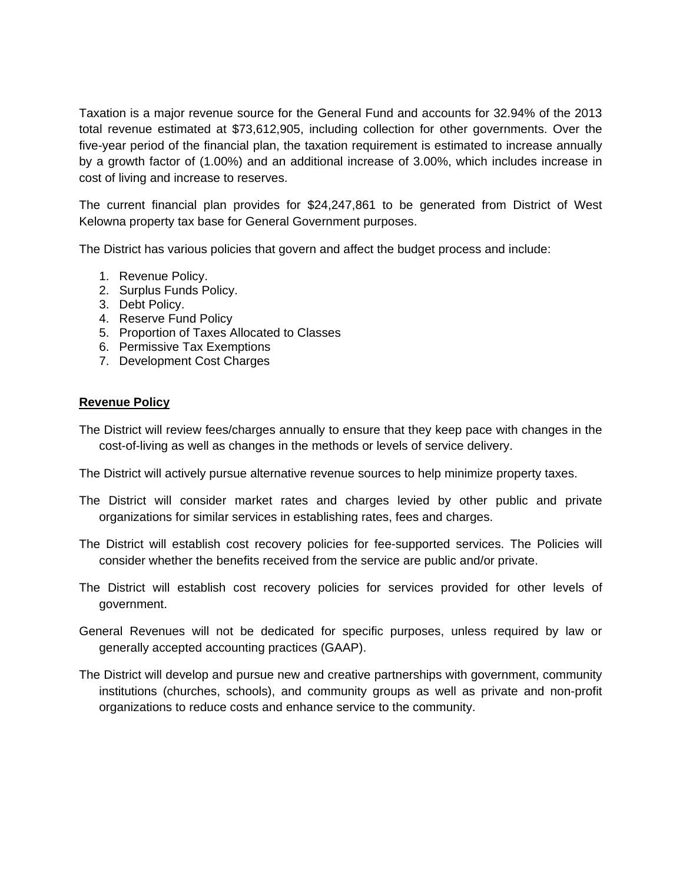Taxation is a major revenue source for the General Fund and accounts for 32.94% of the 2013 total revenue estimated at $73,612,905, including collection for other governments. Over the five-year period of the financial plan, the taxation requirement is estimated to increase annually by a growth factor of (1.00%) and an additional increase of 3.00%, which includes increase in cost of living and increase to reserves.

The current financial plan provides for $24,247,861 to be generated from District of West Kelowna property tax base for General Government purposes.

The District has various policies that govern and affect the budget process and include:

1. Revenue Policy.
2. Surplus Funds Policy.
3. Debt Policy.
4. Reserve Fund Policy
5. Proportion of Taxes Allocated to Classes
6. Permissive Tax Exemptions
7. Development Cost Charges

## Revenue Policy

The District will review fees/charges annually to ensure that they keep pace with changes in the cost-of-living as well as changes in the methods or levels of service delivery.

The District will actively pursue alternative revenue sources to help minimize property taxes.

The District will consider market rates and charges levied by other public and private organizations for similar services in establishing rates, fees and charges.

The District will establish cost recovery policies for fee-supported services. The Policies will consider whether the benefits received from the service are public and/or private.

The District will establish cost recovery policies for services provided for other levels of government.

General Revenues will not be dedicated for specific purposes, unless required by law or generally accepted accounting practices (GAAP).

The District will develop and pursue new and creative partnerships with government, community institutions (churches, schools), and community groups as well as private and non-profit organizations to reduce costs and enhance service to the community.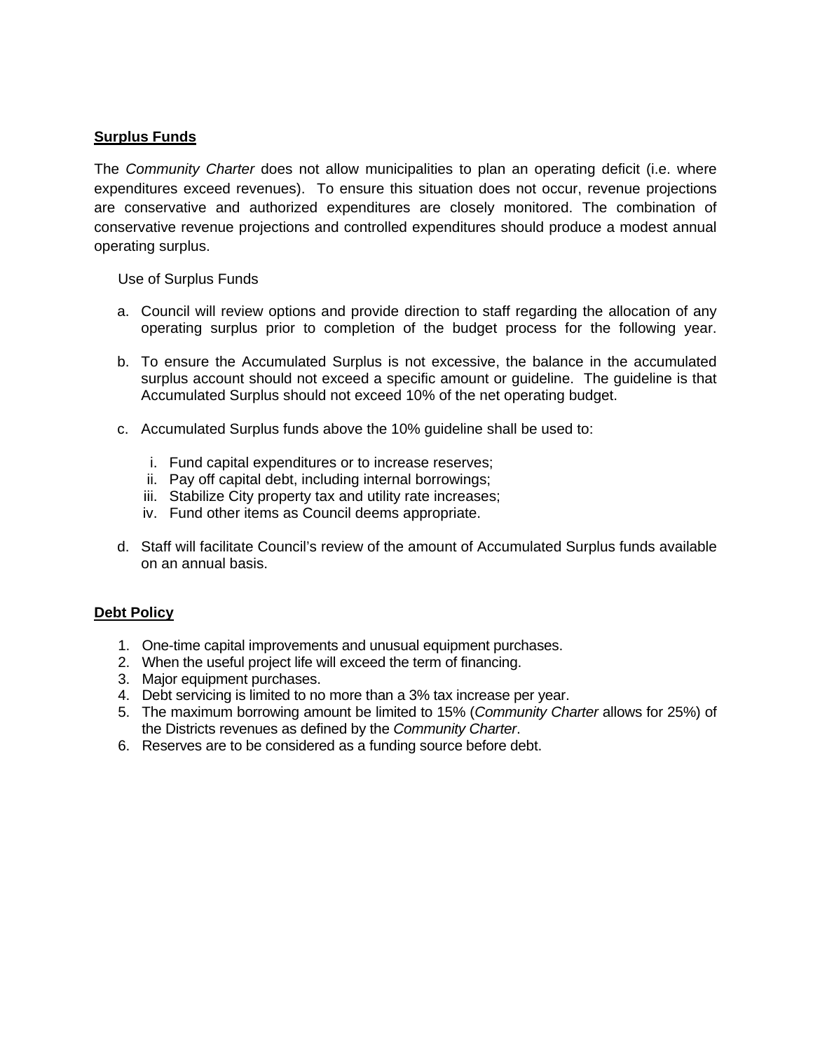## **Surplus Funds**

The *Community Charter* does not allow municipalities to plan an operating deficit (i.e. where expenditures exceed revenues). To ensure this situation does not occur, revenue projections are conservative and authorized expenditures are closely monitored. The combination of conservative revenue projections and controlled expenditures should produce a modest annual operating surplus.

Use of Surplus Funds

a. Council will review options and provide direction to staff regarding the allocation of any operating surplus prior to completion of the budget process for the following year.

b. To ensure the Accumulated Surplus is not excessive, the balance in the accumulated surplus account should not exceed a specific amount or guideline. The guideline is that Accumulated Surplus should not exceed 10% of the net operating budget.

c. Accumulated Surplus funds above the 10% guideline shall be used to:

   i. Fund capital expenditures or to increase reserves;
   ii. Pay off capital debt, including internal borrowings;
   iii. Stabilize City property tax and utility rate increases;
   iv. Fund other items as Council deems appropriate.

d. Staff will facilitate Council's review of the amount of Accumulated Surplus funds available on an annual basis.

## **Debt Policy**

1. One-time capital improvements and unusual equipment purchases.
2. When the useful project life will exceed the term of financing.
3. Major equipment purchases.
4. Debt servicing is limited to no more than a 3% tax increase per year.
5. The maximum borrowing amount be limited to 15% (*Community Charter* allows for 25%) of the Districts revenues as defined by the *Community Charter*.
6. Reserves are to be considered as a funding source before debt.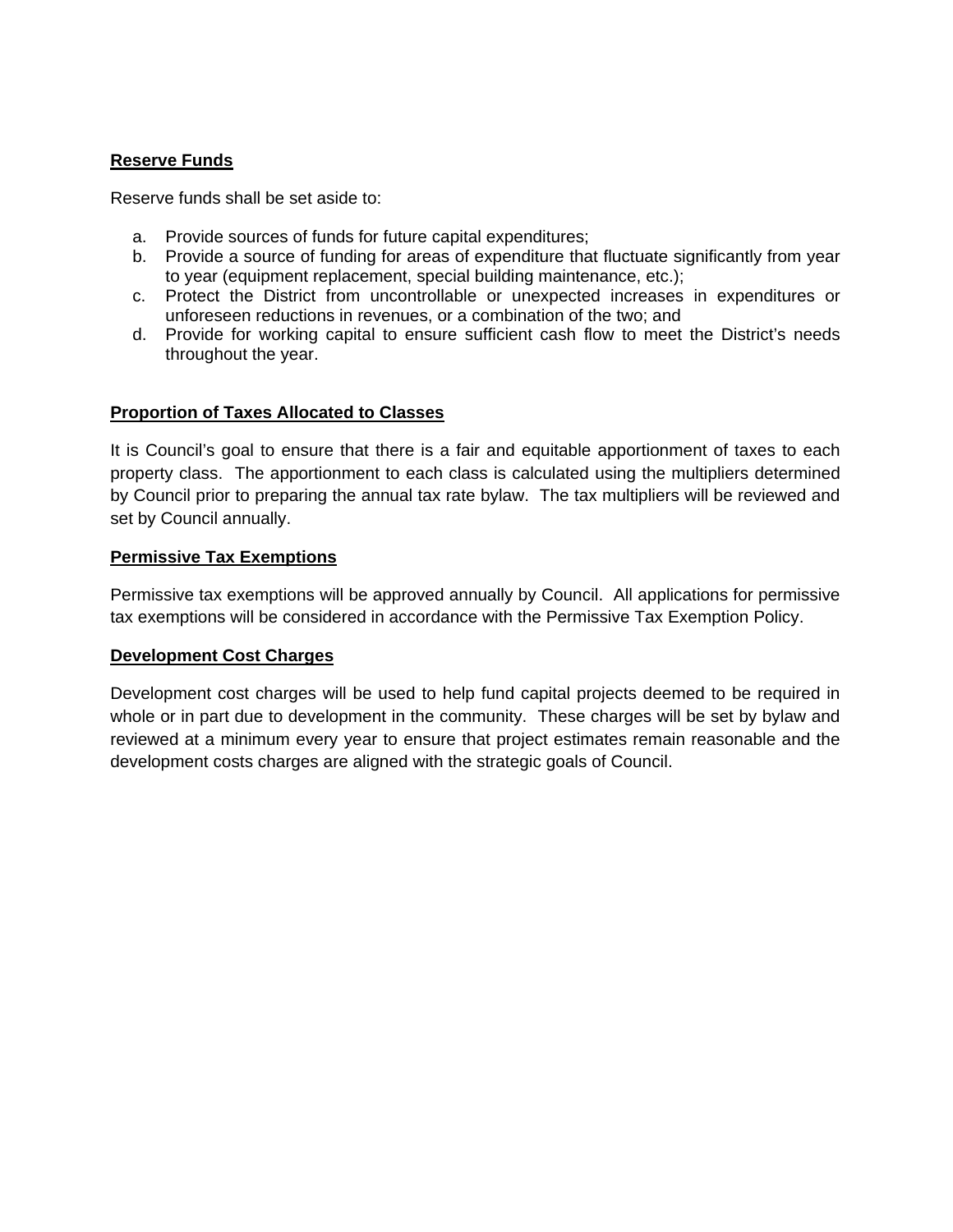## Reserve Funds

Reserve funds shall be set aside to:

a. Provide sources of funds for future capital expenditures;
b. Provide a source of funding for areas of expenditure that fluctuate significantly from year to year (equipment replacement, special building maintenance, etc.);
c. Protect the District from uncontrollable or unexpected increases in expenditures or unforeseen reductions in revenues, or a combination of the two; and
d. Provide for working capital to ensure sufficient cash flow to meet the District's needs throughout the year.

## Proportion of Taxes Allocated to Classes

It is Council's goal to ensure that there is a fair and equitable apportionment of taxes to each property class. The apportionment to each class is calculated using the multipliers determined by Council prior to preparing the annual tax rate bylaw. The tax multipliers will be reviewed and set by Council annually.

## Permissive Tax Exemptions

Permissive tax exemptions will be approved annually by Council. All applications for permissive tax exemptions will be considered in accordance with the Permissive Tax Exemption Policy.

## Development Cost Charges

Development cost charges will be used to help fund capital projects deemed to be required in whole or in part due to development in the community. These charges will be set by bylaw and reviewed at a minimum every year to ensure that project estimates remain reasonable and the development costs charges are aligned with the strategic goals of Council.